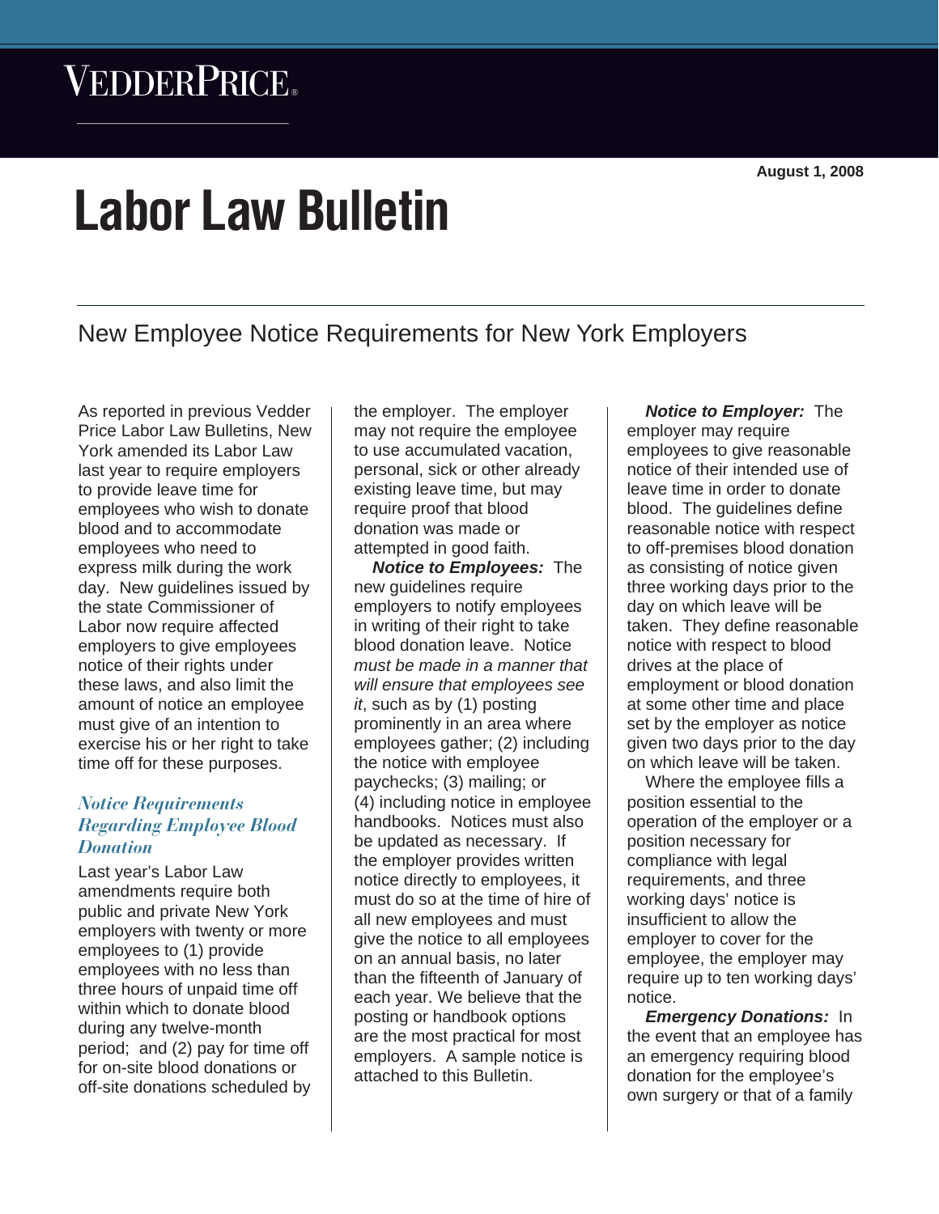VEDDERPRICE

August 1, 2008

# Labor Law Bulletin

## New Employee Notice Requirements for New York Employers

As reported in previous Vedder Price Labor Law Bulletins, New York amended its Labor Law last year to require employers to provide leave time for employees who wish to donate blood and to accommodate employees who need to express milk during the work day. New guidelines issued by the state Commissioner of Labor now require affected employers to give employees notice of their rights under these laws, and also limit the amount of notice an employee must give of an intention to exercise his or her right to take time off for these purposes.

### *Notice Requirements Regarding Employee Blood Donation*

Last year's Labor Law amendments require both public and private New York employers with twenty or more employees to (1) provide employees with no less than three hours of unpaid time off within which to donate blood during any twelve-month period; and (2) pay for time off for on-site blood donations or off-site donations scheduled by the employer. The employer may not require the employee to use accumulated vacation, personal, sick or other already existing leave time, but may require proof that blood donation was made or attempted in good faith.

***Notice to Employees:*** The new guidelines require employers to notify employees in writing of their right to take blood donation leave. Notice *must be made in a manner that will ensure that employees see it*, such as by (1) posting prominently in an area where employees gather; (2) including the notice with employee paychecks; (3) mailing; or (4) including notice in employee handbooks. Notices must also be updated as necessary. If the employer provides written notice directly to employees, it must do so at the time of hire of all new employees and must give the notice to all employees on an annual basis, no later than the fifteenth of January of each year. We believe that the posting or handbook options are the most practical for most employers. A sample notice is attached to this Bulletin.

***Notice to Employer:*** The employer may require employees to give reasonable notice of their intended use of leave time in order to donate blood. The guidelines define reasonable notice with respect to off-premises blood donation as consisting of notice given three working days prior to the day on which leave will be taken. They define reasonable notice with respect to blood drives at the place of employment or blood donation at some other time and place set by the employer as notice given two days prior to the day on which leave will be taken.

Where the employee fills a position essential to the operation of the employer or a position necessary for compliance with legal requirements, and three working days' notice is insufficient to allow the employer to cover for the employee, the employer may require up to ten working days' notice.

***Emergency Donations:*** In the event that an employee has an emergency requiring blood donation for the employee's own surgery or that of a family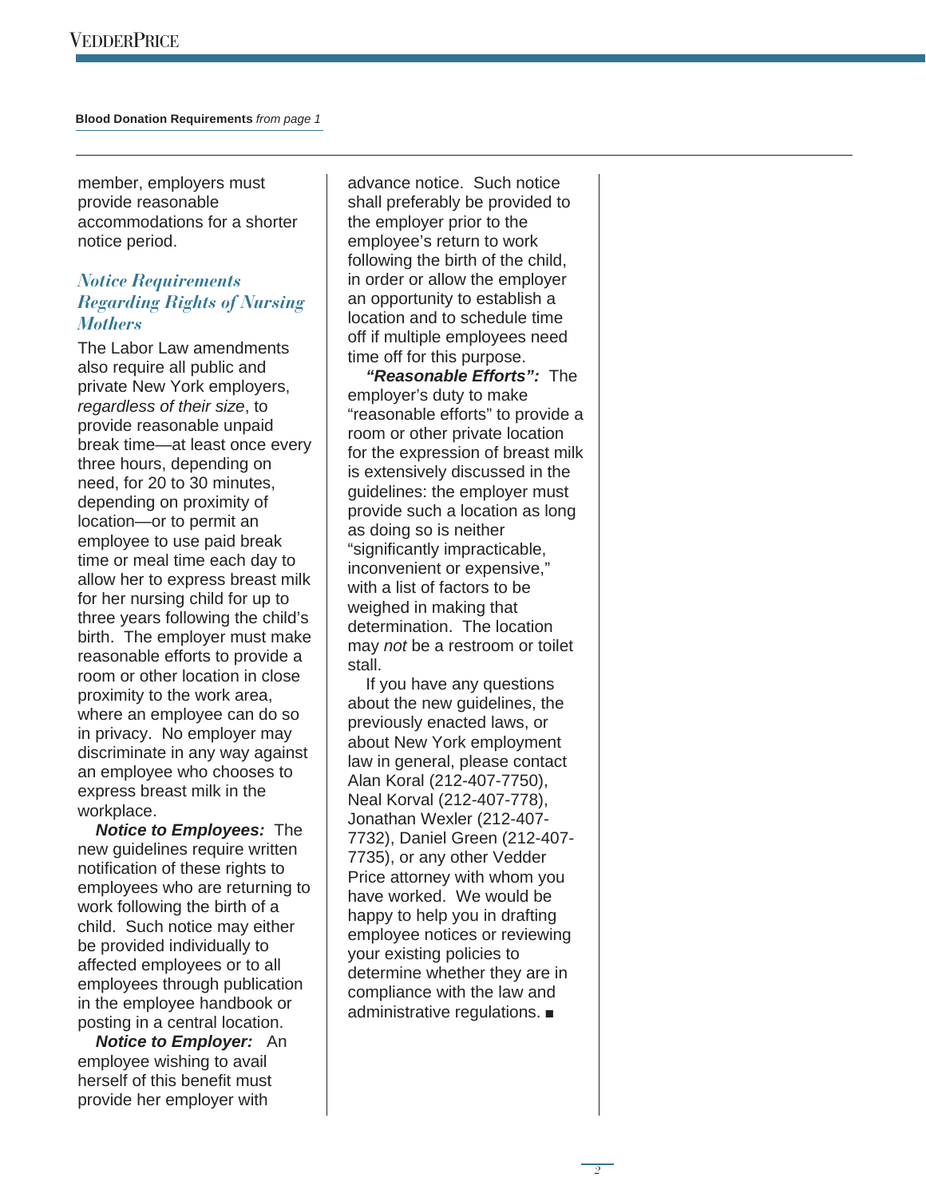**Blood Donation Requirements** *from page 1*

member, employers must provide reasonable accommodations for a shorter notice period.

### *Notice Requirements Regarding Rights of Nursing Mothers*

The Labor Law amendments also require all public and private New York employers, *regardless of their size*, to provide reasonable unpaid break time—at least once every three hours, depending on need, for 20 to 30 minutes, depending on proximity of location—or to permit an employee to use paid break time or meal time each day to allow her to express breast milk for her nursing child for up to three years following the child's birth. The employer must make reasonable efforts to provide a room or other location in close proximity to the work area, where an employee can do so in privacy. No employer may discriminate in any way against an employee who chooses to express breast milk in the workplace.

***Notice to Employees:*** The new guidelines require written notification of these rights to employees who are returning to work following the birth of a child. Such notice may either be provided individually to affected employees or to all employees through publication in the employee handbook or posting in a central location.

***Notice to Employer:*** An employee wishing to avail herself of this benefit must provide her employer with advance notice. Such notice shall preferably be provided to the employer prior to the employee's return to work following the birth of the child, in order or allow the employer an opportunity to establish a location and to schedule time off if multiple employees need time off for this purpose.

***"Reasonable Efforts":*** The employer's duty to make "reasonable efforts" to provide a room or other private location for the expression of breast milk is extensively discussed in the guidelines: the employer must provide such a location as long as doing so is neither "significantly impracticable, inconvenient or expensive," with a list of factors to be weighed in making that determination. The location may *not* be a restroom or toilet stall.

If you have any questions about the new guidelines, the previously enacted laws, or about New York employment law in general, please contact Alan Koral (212-407-7750), Neal Korval (212-407-778), Jonathan Wexler (212-407-7732), Daniel Green (212-407-7735), or any other Vedder Price attorney with whom you have worked. We would be happy to help you in drafting employee notices or reviewing your existing policies to determine whether they are in compliance with the law and administrative regulations. ■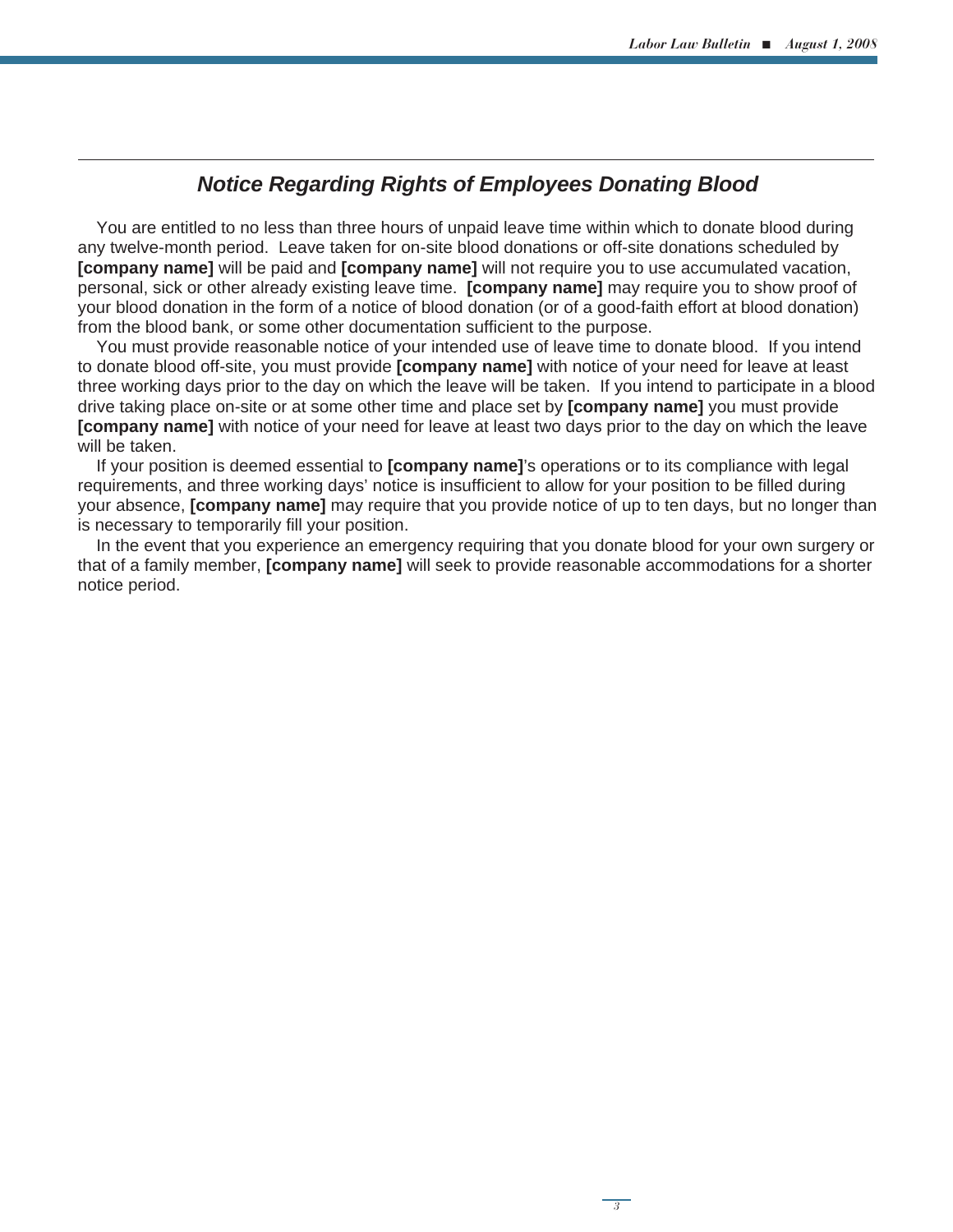## *Notice Regarding Rights of Employees Donating Blood*

You are entitled to no less than three hours of unpaid leave time within which to donate blood during any twelve-month period. Leave taken for on-site blood donations or off-site donations scheduled by **[company name]** will be paid and **[company name]** will not require you to use accumulated vacation, personal, sick or other already existing leave time. **[company name]** may require you to show proof of your blood donation in the form of a notice of blood donation (or of a good-faith effort at blood donation) from the blood bank, or some other documentation sufficient to the purpose.

You must provide reasonable notice of your intended use of leave time to donate blood. If you intend to donate blood off-site, you must provide **[company name]** with notice of your need for leave at least three working days prior to the day on which the leave will be taken. If you intend to participate in a blood drive taking place on-site or at some other time and place set by **[company name]** you must provide **[company name]** with notice of your need for leave at least two days prior to the day on which the leave will be taken.

If your position is deemed essential to **[company name]**'s operations or to its compliance with legal requirements, and three working days' notice is insufficient to allow for your position to be filled during your absence, **[company name]** may require that you provide notice of up to ten days, but no longer than is necessary to temporarily fill your position.

In the event that you experience an emergency requiring that you donate blood for your own surgery or that of a family member, **[company name]** will seek to provide reasonable accommodations for a shorter notice period.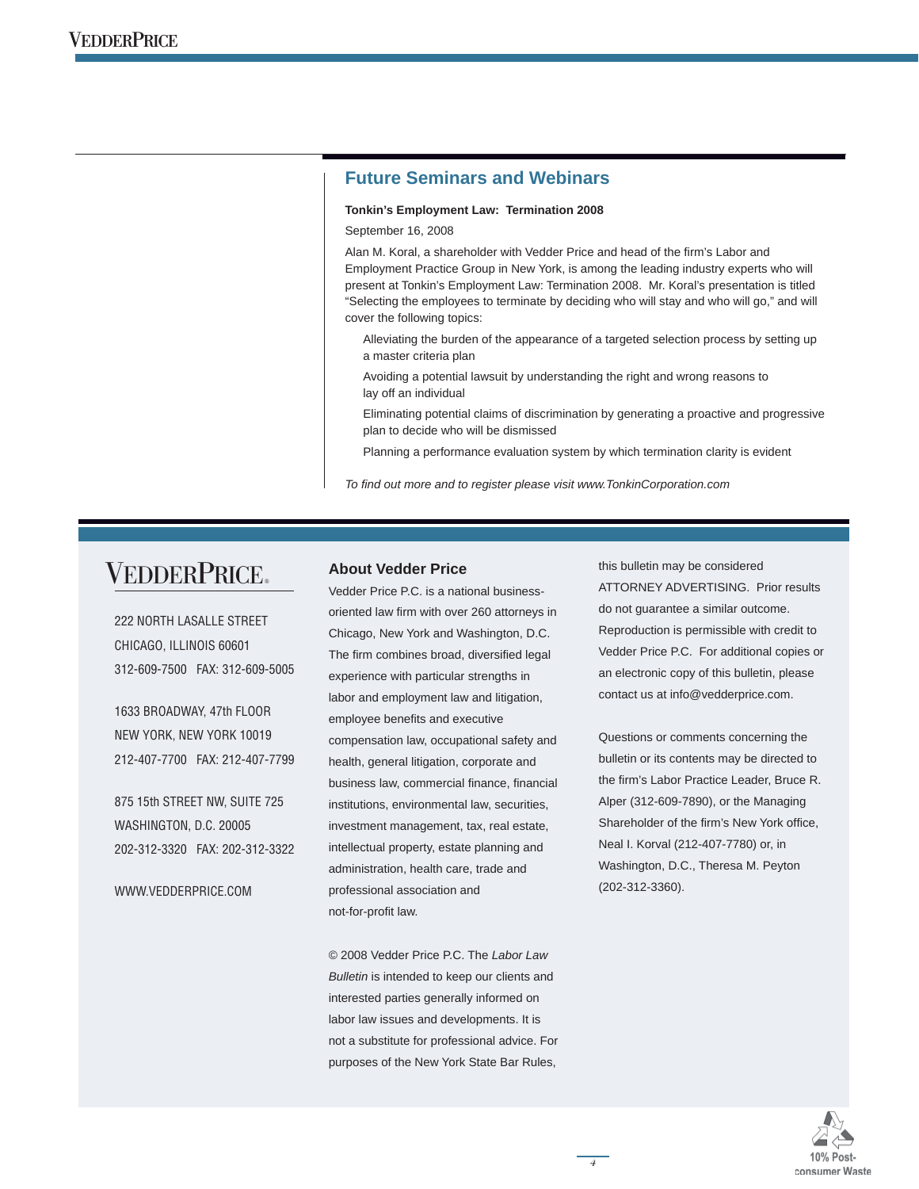## Future Seminars and Webinars

**Tonkin's Employment Law: Termination 2008**

September 16, 2008

Alan M. Koral, a shareholder with Vedder Price and head of the firm's Labor and Employment Practice Group in New York, is among the leading industry experts who will present at Tonkin's Employment Law: Termination 2008. Mr. Koral's presentation is titled "Selecting the employees to terminate by deciding who will stay and who will go," and will cover the following topics:

- Alleviating the burden of the appearance of a targeted selection process by setting up a master criteria plan
- Avoiding a potential lawsuit by understanding the right and wrong reasons to lay off an individual
- Eliminating potential claims of discrimination by generating a proactive and progressive plan to decide who will be dismissed
- Planning a performance evaluation system by which termination clarity is evident

*To find out more and to register please visit www.TonkinCorporation.com*

---

VEDDERPRICE

222 NORTH LASALLE STREET
CHICAGO, ILLINOIS 60601
312-609-7500 FAX: 312-609-5005

1633 BROADWAY, 47th FLOOR
NEW YORK, NEW YORK 10019
212-407-7700 FAX: 212-407-7799

875 15th STREET NW, SUITE 725
WASHINGTON, D.C. 20005
202-312-3320 FAX: 202-312-3322

WWW.VEDDERPRICE.COM

### About Vedder Price

Vedder Price P.C. is a national business-oriented law firm with over 260 attorneys in Chicago, New York and Washington, D.C. The firm combines broad, diversified legal experience with particular strengths in labor and employment law and litigation, employee benefits and executive compensation law, occupational safety and health, general litigation, corporate and business law, commercial finance, financial institutions, environmental law, securities, investment management, tax, real estate, intellectual property, estate planning and administration, health care, trade and professional association and not-for-profit law.

© 2008 Vedder Price P.C. The *Labor Law Bulletin* is intended to keep our clients and interested parties generally informed on labor law issues and developments. It is not a substitute for professional advice. For purposes of the New York State Bar Rules, this bulletin may be considered ATTORNEY ADVERTISING. Prior results do not guarantee a similar outcome. Reproduction is permissible with credit to Vedder Price P.C. For additional copies or an electronic copy of this bulletin, please contact us at info@vedderprice.com.

Questions or comments concerning the bulletin or its contents may be directed to the firm's Labor Practice Leader, Bruce R. Alper (312-609-7890), or the Managing Shareholder of the firm's New York office, Neal I. Korval (212-407-7780) or, in Washington, D.C., Theresa M. Peyton (202-312-3360).

10% Post-consumer Waste